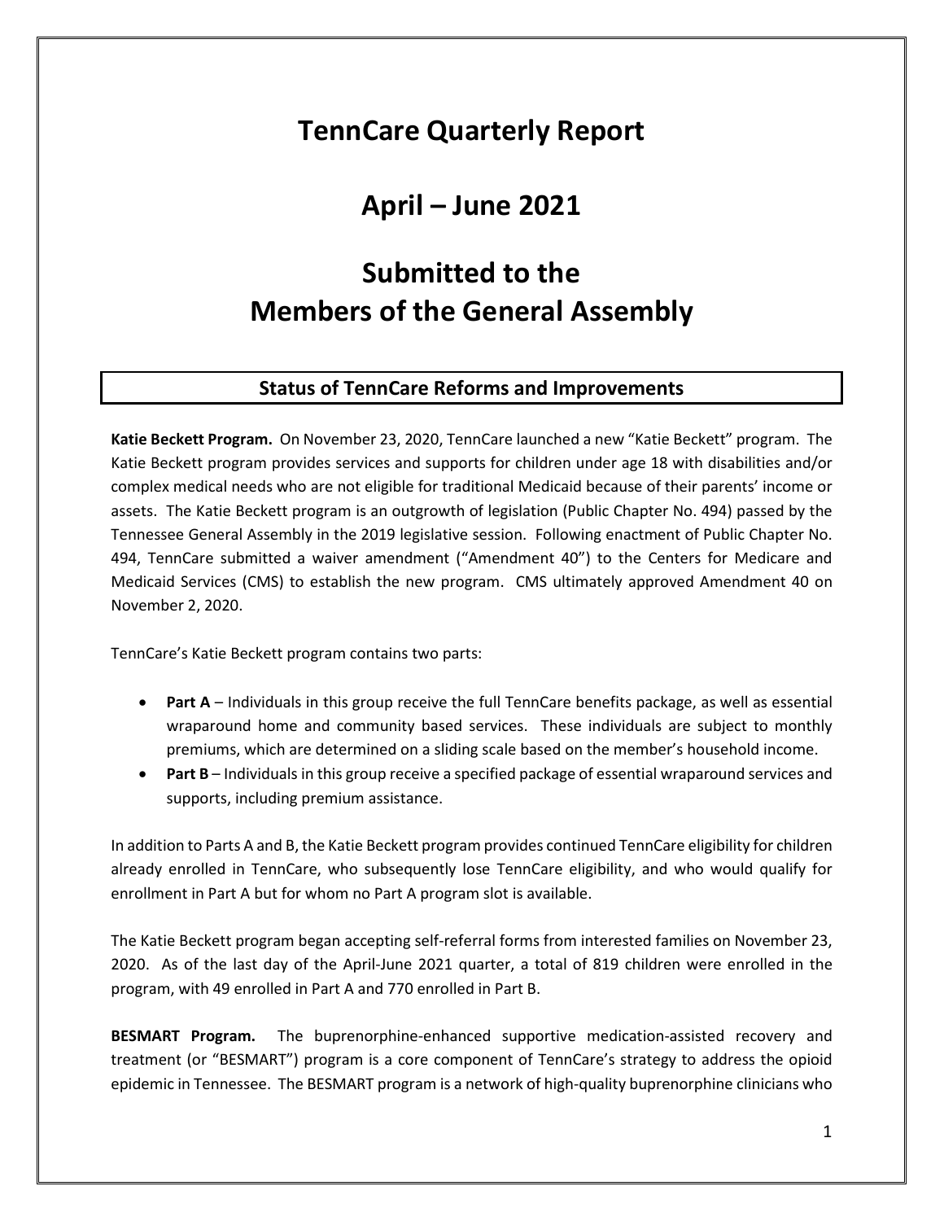# TennCare Quarterly Report

# April – June 2021

# Submitted to the Members of the General Assembly

## Status of TennCare Reforms and Improvements

**Katie Beckett Program.** On November 23, 2020, TennCare launched a new "Katie Beckett" program. The Katie Beckett program provides services and supports for children under age 18 with disabilities and/or complex medical needs who are not eligible for traditional Medicaid because of their parents' income or assets. The Katie Beckett program is an outgrowth of legislation (Public Chapter No. 494) passed by the Tennessee General Assembly in the 2019 legislative session. Following enactment of Public Chapter No. 494, TennCare submitted a waiver amendment ("Amendment 40") to the Centers for Medicare and Medicaid Services (CMS) to establish the new program. CMS ultimately approved Amendment 40 on November 2, 2020.

TennCare's Katie Beckett program contains two parts:

- **Part A** – Individuals in this group receive the full TennCare benefits package, as well as essential wraparound home and community based services. These individuals are subject to monthly premiums, which are determined on a sliding scale based on the member's household income.
- **Part B** – Individuals in this group receive a specified package of essential wraparound services and supports, including premium assistance.

In addition to Parts A and B, the Katie Beckett program provides continued TennCare eligibility for children already enrolled in TennCare, who subsequently lose TennCare eligibility, and who would qualify for enrollment in Part A but for whom no Part A program slot is available.

The Katie Beckett program began accepting self-referral forms from interested families on November 23, 2020. As of the last day of the April-June 2021 quarter, a total of 819 children were enrolled in the program, with 49 enrolled in Part A and 770 enrolled in Part B.

**BESMART Program.** The buprenorphine-enhanced supportive medication-assisted recovery and treatment (or "BESMART") program is a core component of TennCare's strategy to address the opioid epidemic in Tennessee. The BESMART program is a network of high-quality buprenorphine clinicians who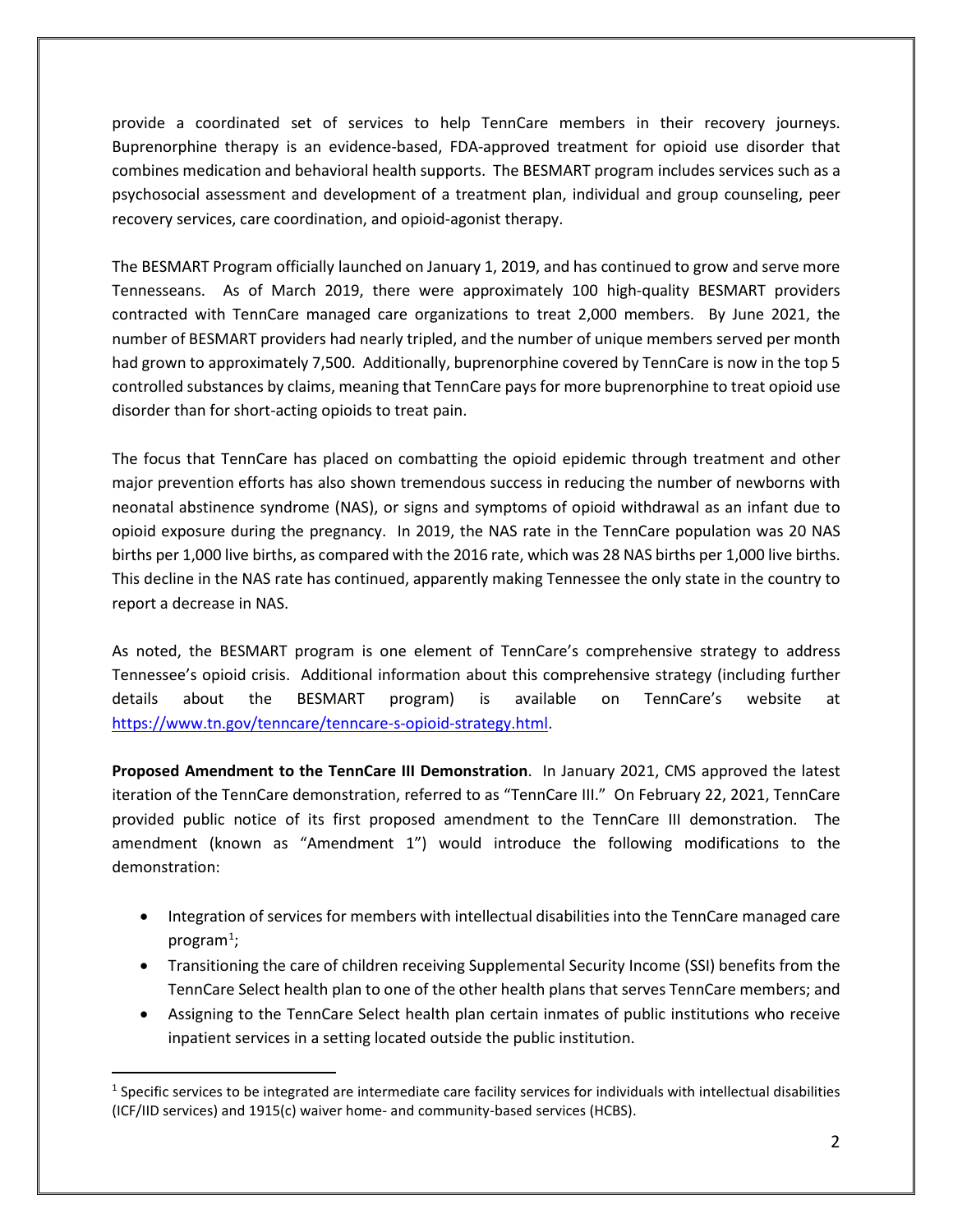provide a coordinated set of services to help TennCare members in their recovery journeys. Buprenorphine therapy is an evidence-based, FDA-approved treatment for opioid use disorder that combines medication and behavioral health supports. The BESMART program includes services such as a psychosocial assessment and development of a treatment plan, individual and group counseling, peer recovery services, care coordination, and opioid-agonist therapy.

The BESMART Program officially launched on January 1, 2019, and has continued to grow and serve more Tennesseans. As of March 2019, there were approximately 100 high-quality BESMART providers contracted with TennCare managed care organizations to treat 2,000 members. By June 2021, the number of BESMART providers had nearly tripled, and the number of unique members served per month had grown to approximately 7,500. Additionally, buprenorphine covered by TennCare is now in the top 5 controlled substances by claims, meaning that TennCare pays for more buprenorphine to treat opioid use disorder than for short-acting opioids to treat pain.

The focus that TennCare has placed on combatting the opioid epidemic through treatment and other major prevention efforts has also shown tremendous success in reducing the number of newborns with neonatal abstinence syndrome (NAS), or signs and symptoms of opioid withdrawal as an infant due to opioid exposure during the pregnancy. In 2019, the NAS rate in the TennCare population was 20 NAS births per 1,000 live births, as compared with the 2016 rate, which was 28 NAS births per 1,000 live births. This decline in the NAS rate has continued, apparently making Tennessee the only state in the country to report a decrease in NAS.

As noted, the BESMART program is one element of TennCare's comprehensive strategy to address Tennessee's opioid crisis. Additional information about this comprehensive strategy (including further details about the BESMART program) is available on TennCare's website at https://www.tn.gov/tenncare/tenncare-s-opioid-strategy.html.

**Proposed Amendment to the TennCare III Demonstration**. In January 2021, CMS approved the latest iteration of the TennCare demonstration, referred to as "TennCare III." On February 22, 2021, TennCare provided public notice of its first proposed amendment to the TennCare III demonstration. The amendment (known as "Amendment 1") would introduce the following modifications to the demonstration:

- Integration of services for members with intellectual disabilities into the TennCare managed care program[1];
- Transitioning the care of children receiving Supplemental Security Income (SSI) benefits from the TennCare Select health plan to one of the other health plans that serves TennCare members; and
- Assigning to the TennCare Select health plan certain inmates of public institutions who receive inpatient services in a setting located outside the public institution.

[1] Specific services to be integrated are intermediate care facility services for individuals with intellectual disabilities (ICF/IID services) and 1915(c) waiver home- and community-based services (HCBS).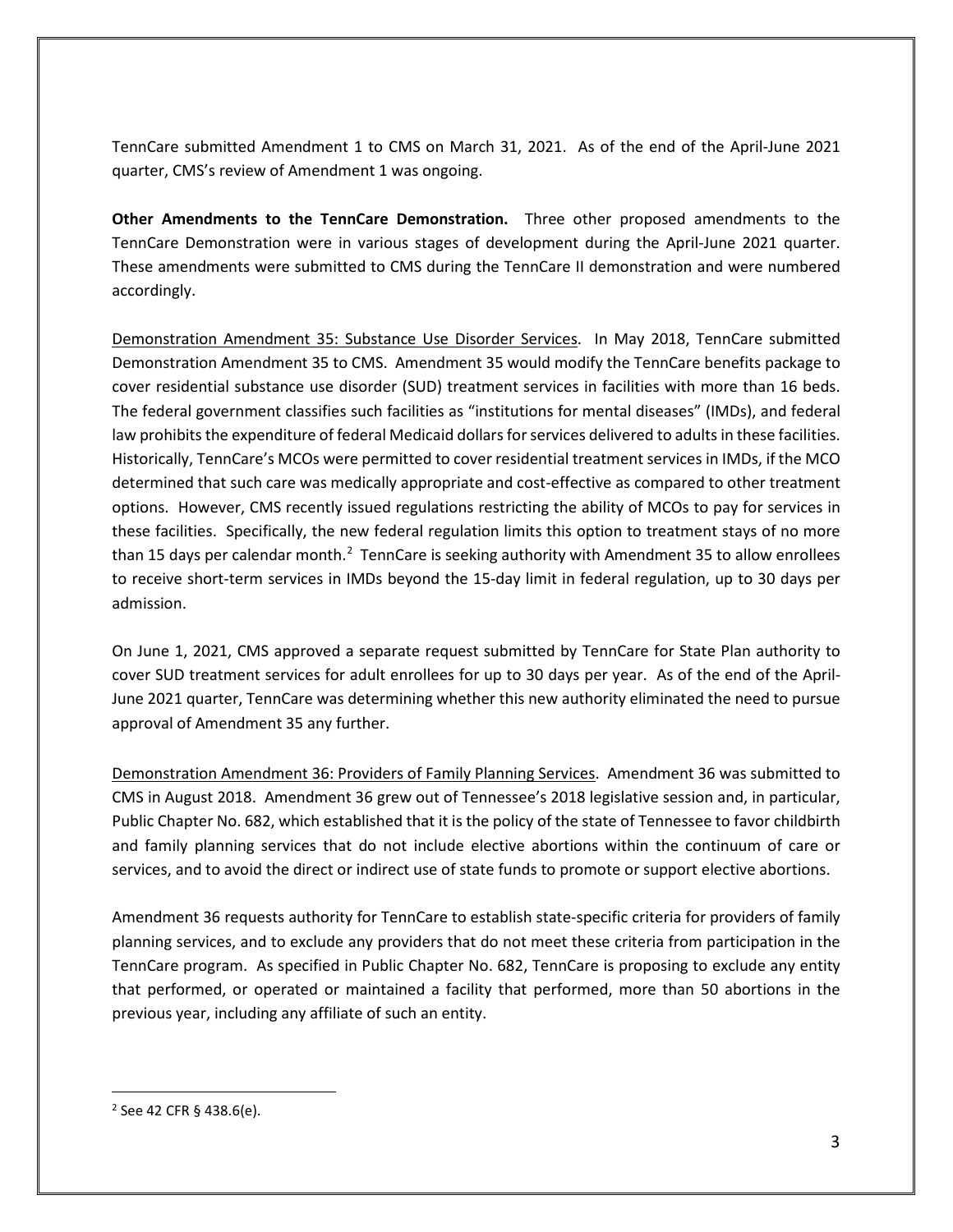TennCare submitted Amendment 1 to CMS on March 31, 2021. As of the end of the April-June 2021 quarter, CMS's review of Amendment 1 was ongoing.

**Other Amendments to the TennCare Demonstration.** Three other proposed amendments to the TennCare Demonstration were in various stages of development during the April-June 2021 quarter. These amendments were submitted to CMS during the TennCare II demonstration and were numbered accordingly.

<u>Demonstration Amendment 35: Substance Use Disorder Services</u>. In May 2018, TennCare submitted Demonstration Amendment 35 to CMS. Amendment 35 would modify the TennCare benefits package to cover residential substance use disorder (SUD) treatment services in facilities with more than 16 beds. The federal government classifies such facilities as "institutions for mental diseases" (IMDs), and federal law prohibits the expenditure of federal Medicaid dollars for services delivered to adults in these facilities. Historically, TennCare's MCOs were permitted to cover residential treatment services in IMDs, if the MCO determined that such care was medically appropriate and cost-effective as compared to other treatment options. However, CMS recently issued regulations restricting the ability of MCOs to pay for services in these facilities. Specifically, the new federal regulation limits this option to treatment stays of no more than 15 days per calendar month.[2] TennCare is seeking authority with Amendment 35 to allow enrollees to receive short-term services in IMDs beyond the 15-day limit in federal regulation, up to 30 days per admission.

On June 1, 2021, CMS approved a separate request submitted by TennCare for State Plan authority to cover SUD treatment services for adult enrollees for up to 30 days per year. As of the end of the April-June 2021 quarter, TennCare was determining whether this new authority eliminated the need to pursue approval of Amendment 35 any further.

<u>Demonstration Amendment 36: Providers of Family Planning Services</u>. Amendment 36 was submitted to CMS in August 2018. Amendment 36 grew out of Tennessee's 2018 legislative session and, in particular, Public Chapter No. 682, which established that it is the policy of the state of Tennessee to favor childbirth and family planning services that do not include elective abortions within the continuum of care or services, and to avoid the direct or indirect use of state funds to promote or support elective abortions.

Amendment 36 requests authority for TennCare to establish state-specific criteria for providers of family planning services, and to exclude any providers that do not meet these criteria from participation in the TennCare program. As specified in Public Chapter No. 682, TennCare is proposing to exclude any entity that performed, or operated or maintained a facility that performed, more than 50 abortions in the previous year, including any affiliate of such an entity.

---

[2] See 42 CFR § 438.6(e).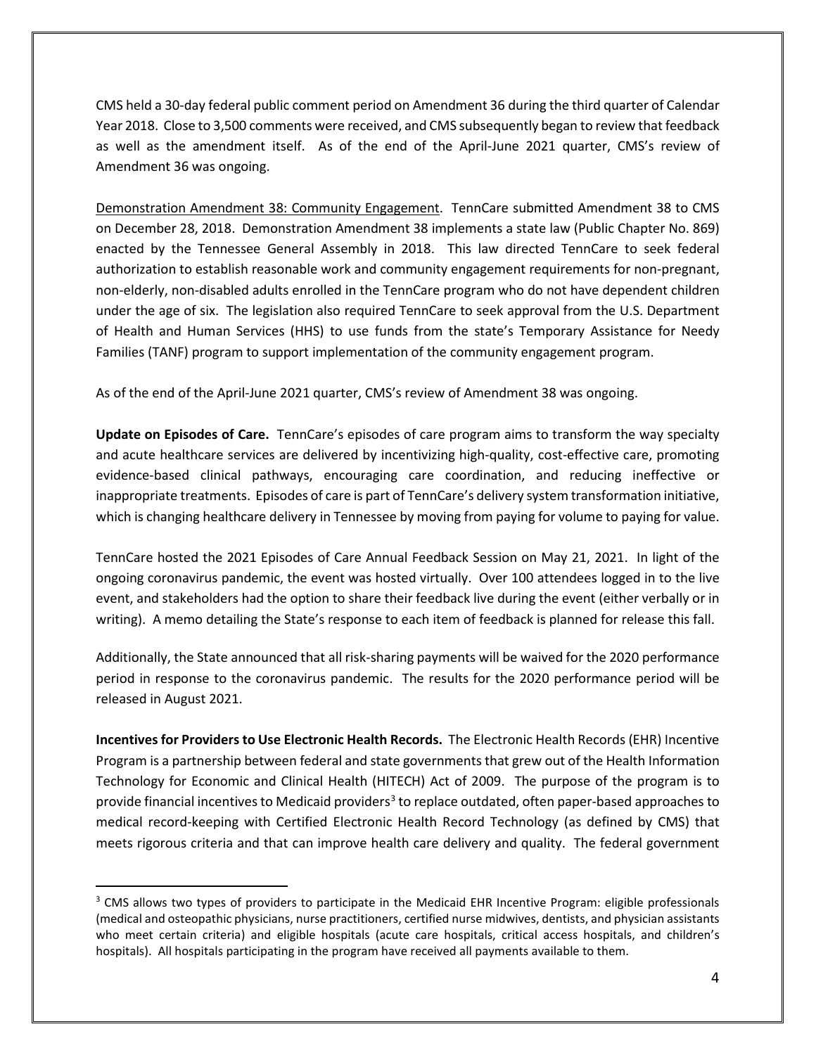CMS held a 30-day federal public comment period on Amendment 36 during the third quarter of Calendar Year 2018. Close to 3,500 comments were received, and CMS subsequently began to review that feedback as well as the amendment itself. As of the end of the April-June 2021 quarter, CMS's review of Amendment 36 was ongoing.

Demonstration Amendment 38: Community Engagement. TennCare submitted Amendment 38 to CMS on December 28, 2018. Demonstration Amendment 38 implements a state law (Public Chapter No. 869) enacted by the Tennessee General Assembly in 2018. This law directed TennCare to seek federal authorization to establish reasonable work and community engagement requirements for non-pregnant, non-elderly, non-disabled adults enrolled in the TennCare program who do not have dependent children under the age of six. The legislation also required TennCare to seek approval from the U.S. Department of Health and Human Services (HHS) to use funds from the state's Temporary Assistance for Needy Families (TANF) program to support implementation of the community engagement program.

As of the end of the April-June 2021 quarter, CMS's review of Amendment 38 was ongoing.

**Update on Episodes of Care.** TennCare's episodes of care program aims to transform the way specialty and acute healthcare services are delivered by incentivizing high-quality, cost-effective care, promoting evidence-based clinical pathways, encouraging care coordination, and reducing ineffective or inappropriate treatments. Episodes of care is part of TennCare's delivery system transformation initiative, which is changing healthcare delivery in Tennessee by moving from paying for volume to paying for value.

TennCare hosted the 2021 Episodes of Care Annual Feedback Session on May 21, 2021. In light of the ongoing coronavirus pandemic, the event was hosted virtually. Over 100 attendees logged in to the live event, and stakeholders had the option to share their feedback live during the event (either verbally or in writing). A memo detailing the State's response to each item of feedback is planned for release this fall.

Additionally, the State announced that all risk-sharing payments will be waived for the 2020 performance period in response to the coronavirus pandemic. The results for the 2020 performance period will be released in August 2021.

**Incentives for Providers to Use Electronic Health Records.** The Electronic Health Records (EHR) Incentive Program is a partnership between federal and state governments that grew out of the Health Information Technology for Economic and Clinical Health (HITECH) Act of 2009. The purpose of the program is to provide financial incentives to Medicaid providers[3] to replace outdated, often paper-based approaches to medical record-keeping with Certified Electronic Health Record Technology (as defined by CMS) that meets rigorous criteria and that can improve health care delivery and quality. The federal government

[3] CMS allows two types of providers to participate in the Medicaid EHR Incentive Program: eligible professionals (medical and osteopathic physicians, nurse practitioners, certified nurse midwives, dentists, and physician assistants who meet certain criteria) and eligible hospitals (acute care hospitals, critical access hospitals, and children's hospitals). All hospitals participating in the program have received all payments available to them.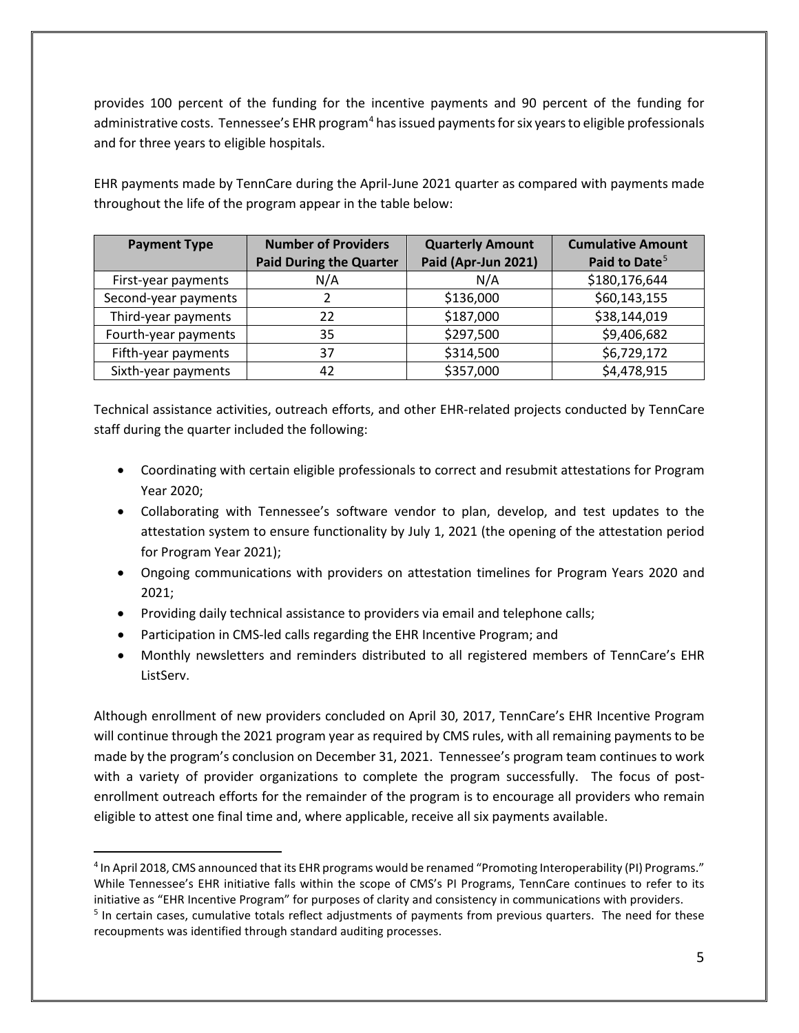provides 100 percent of the funding for the incentive payments and 90 percent of the funding for administrative costs. Tennessee's EHR program[4] has issued payments for six years to eligible professionals and for three years to eligible hospitals.

EHR payments made by TennCare during the April-June 2021 quarter as compared with payments made throughout the life of the program appear in the table below:

| Payment Type | Number of Providers Paid During the Quarter | Quarterly Amount Paid (Apr-Jun 2021) | Cumulative Amount Paid to Date[5] |
|---|---|---|---|
| First-year payments | N/A | N/A | $180,176,644 |
| Second-year payments | 2 | $136,000 | $60,143,155 |
| Third-year payments | 22 | $187,000 | $38,144,019 |
| Fourth-year payments | 35 | $297,500 | $9,406,682 |
| Fifth-year payments | 37 | $314,500 | $6,729,172 |
| Sixth-year payments | 42 | $357,000 | $4,478,915 |

Technical assistance activities, outreach efforts, and other EHR-related projects conducted by TennCare staff during the quarter included the following:

- Coordinating with certain eligible professionals to correct and resubmit attestations for Program Year 2020;
- Collaborating with Tennessee's software vendor to plan, develop, and test updates to the attestation system to ensure functionality by July 1, 2021 (the opening of the attestation period for Program Year 2021);
- Ongoing communications with providers on attestation timelines for Program Years 2020 and 2021;
- Providing daily technical assistance to providers via email and telephone calls;
- Participation in CMS-led calls regarding the EHR Incentive Program; and
- Monthly newsletters and reminders distributed to all registered members of TennCare's EHR ListServ.

Although enrollment of new providers concluded on April 30, 2017, TennCare's EHR Incentive Program will continue through the 2021 program year as required by CMS rules, with all remaining payments to be made by the program's conclusion on December 31, 2021. Tennessee's program team continues to work with a variety of provider organizations to complete the program successfully. The focus of post-enrollment outreach efforts for the remainder of the program is to encourage all providers who remain eligible to attest one final time and, where applicable, receive all six payments available.

[4] In April 2018, CMS announced that its EHR programs would be renamed "Promoting Interoperability (PI) Programs." While Tennessee's EHR initiative falls within the scope of CMS's PI Programs, TennCare continues to refer to its initiative as "EHR Incentive Program" for purposes of clarity and consistency in communications with providers.

[5] In certain cases, cumulative totals reflect adjustments of payments from previous quarters. The need for these recoupments was identified through standard auditing processes.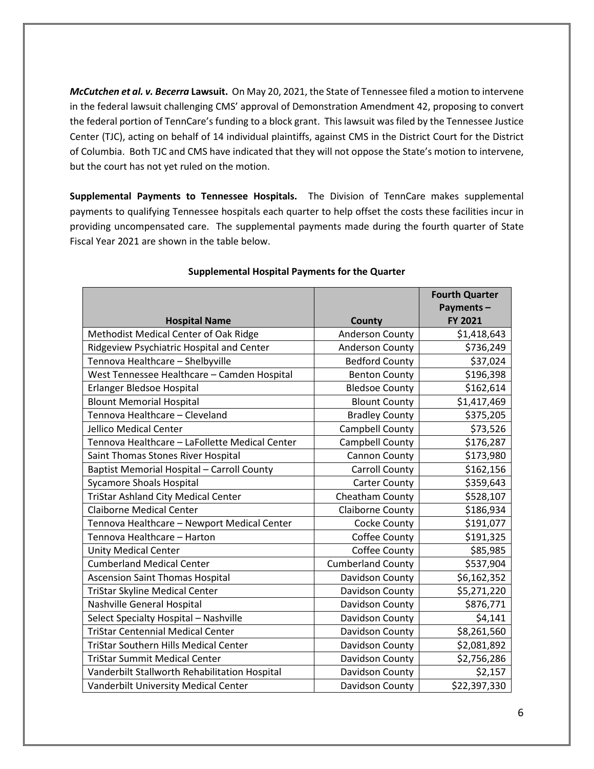***McCutchen et al. v. Becerra* Lawsuit.** On May 20, 2021, the State of Tennessee filed a motion to intervene in the federal lawsuit challenging CMS' approval of Demonstration Amendment 42, proposing to convert the federal portion of TennCare's funding to a block grant. This lawsuit was filed by the Tennessee Justice Center (TJC), acting on behalf of 14 individual plaintiffs, against CMS in the District Court for the District of Columbia. Both TJC and CMS have indicated that they will not oppose the State's motion to intervene, but the court has not yet ruled on the motion.

**Supplemental Payments to Tennessee Hospitals.** The Division of TennCare makes supplemental payments to qualifying Tennessee hospitals each quarter to help offset the costs these facilities incur in providing uncompensated care. The supplemental payments made during the fourth quarter of State Fiscal Year 2021 are shown in the table below.

**Supplemental Hospital Payments for the Quarter**

| Hospital Name | County | Fourth Quarter Payments – FY 2021 |
|---|---|---|
| Methodist Medical Center of Oak Ridge | Anderson County | $1,418,643 |
| Ridgeview Psychiatric Hospital and Center | Anderson County | $736,249 |
| Tennova Healthcare – Shelbyville | Bedford County | $37,024 |
| West Tennessee Healthcare – Camden Hospital | Benton County | $196,398 |
| Erlanger Bledsoe Hospital | Bledsoe County | $162,614 |
| Blount Memorial Hospital | Blount County | $1,417,469 |
| Tennova Healthcare – Cleveland | Bradley County | $375,205 |
| Jellico Medical Center | Campbell County | $73,526 |
| Tennova Healthcare – LaFollette Medical Center | Campbell County | $176,287 |
| Saint Thomas Stones River Hospital | Cannon County | $173,980 |
| Baptist Memorial Hospital – Carroll County | Carroll County | $162,156 |
| Sycamore Shoals Hospital | Carter County | $359,643 |
| TriStar Ashland City Medical Center | Cheatham County | $528,107 |
| Claiborne Medical Center | Claiborne County | $186,934 |
| Tennova Healthcare – Newport Medical Center | Cocke County | $191,077 |
| Tennova Healthcare – Harton | Coffee County | $191,325 |
| Unity Medical Center | Coffee County | $85,985 |
| Cumberland Medical Center | Cumberland County | $537,904 |
| Ascension Saint Thomas Hospital | Davidson County | $6,162,352 |
| TriStar Skyline Medical Center | Davidson County | $5,271,220 |
| Nashville General Hospital | Davidson County | $876,771 |
| Select Specialty Hospital – Nashville | Davidson County | $4,141 |
| TriStar Centennial Medical Center | Davidson County | $8,261,560 |
| TriStar Southern Hills Medical Center | Davidson County | $2,081,892 |
| TriStar Summit Medical Center | Davidson County | $2,756,286 |
| Vanderbilt Stallworth Rehabilitation Hospital | Davidson County | $2,157 |
| Vanderbilt University Medical Center | Davidson County | $22,397,330 |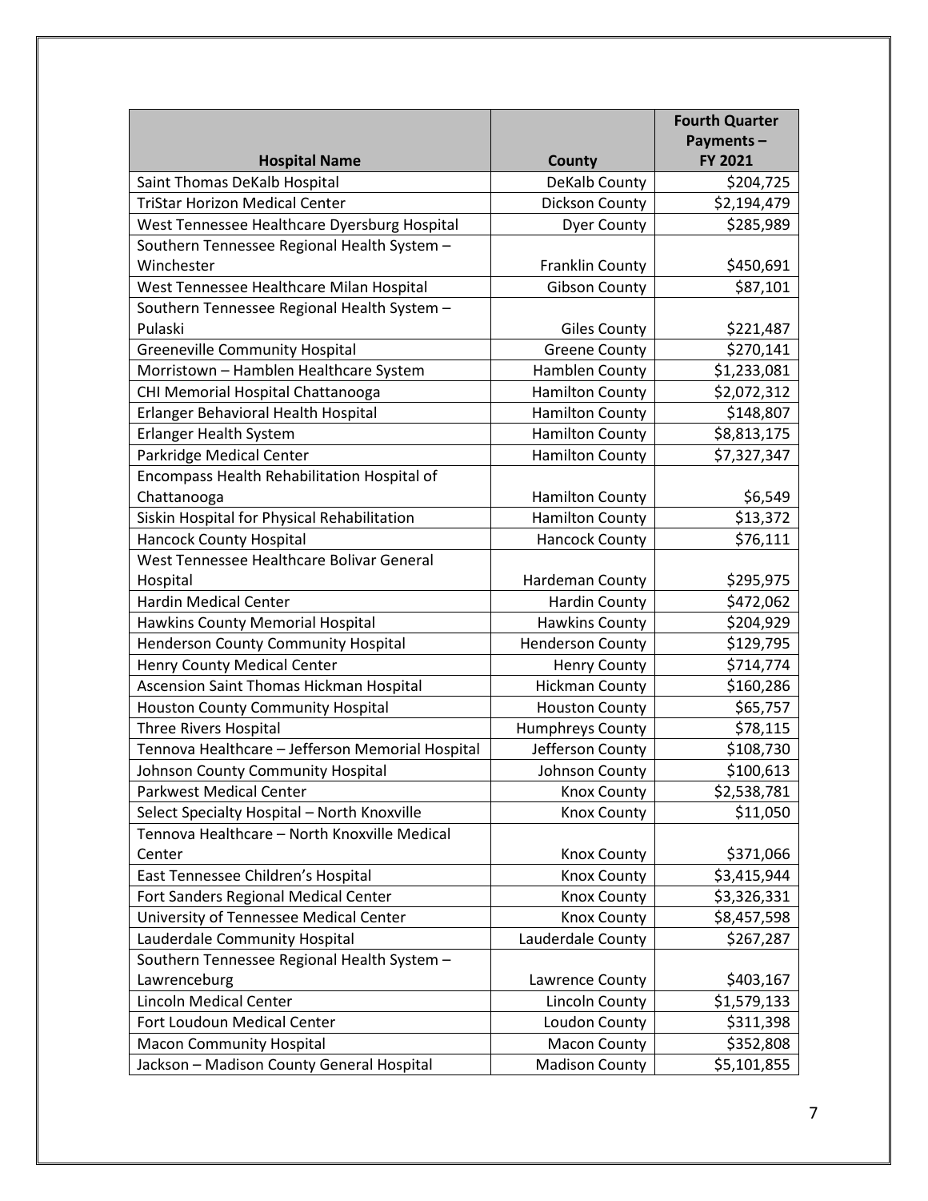| Hospital Name | County | Fourth Quarter Payments – FY 2021 |
|---|---|---|
| Saint Thomas DeKalb Hospital | DeKalb County | $204,725 |
| TriStar Horizon Medical Center | Dickson County | $2,194,479 |
| West Tennessee Healthcare Dyersburg Hospital | Dyer County | $285,989 |
| Southern Tennessee Regional Health System – Winchester | Franklin County | $450,691 |
| West Tennessee Healthcare Milan Hospital | Gibson County | $87,101 |
| Southern Tennessee Regional Health System – Pulaski | Giles County | $221,487 |
| Greeneville Community Hospital | Greene County | $270,141 |
| Morristown – Hamblen Healthcare System | Hamblen County | $1,233,081 |
| CHI Memorial Hospital Chattanooga | Hamilton County | $2,072,312 |
| Erlanger Behavioral Health Hospital | Hamilton County | $148,807 |
| Erlanger Health System | Hamilton County | $8,813,175 |
| Parkridge Medical Center | Hamilton County | $7,327,347 |
| Encompass Health Rehabilitation Hospital of Chattanooga | Hamilton County | $6,549 |
| Siskin Hospital for Physical Rehabilitation | Hamilton County | $13,372 |
| Hancock County Hospital | Hancock County | $76,111 |
| West Tennessee Healthcare Bolivar General Hospital | Hardeman County | $295,975 |
| Hardin Medical Center | Hardin County | $472,062 |
| Hawkins County Memorial Hospital | Hawkins County | $204,929 |
| Henderson County Community Hospital | Henderson County | $129,795 |
| Henry County Medical Center | Henry County | $714,774 |
| Ascension Saint Thomas Hickman Hospital | Hickman County | $160,286 |
| Houston County Community Hospital | Houston County | $65,757 |
| Three Rivers Hospital | Humphreys County | $78,115 |
| Tennova Healthcare – Jefferson Memorial Hospital | Jefferson County | $108,730 |
| Johnson County Community Hospital | Johnson County | $100,613 |
| Parkwest Medical Center | Knox County | $2,538,781 |
| Select Specialty Hospital – North Knoxville | Knox County | $11,050 |
| Tennova Healthcare – North Knoxville Medical Center | Knox County | $371,066 |
| East Tennessee Children's Hospital | Knox County | $3,415,944 |
| Fort Sanders Regional Medical Center | Knox County | $3,326,331 |
| University of Tennessee Medical Center | Knox County | $8,457,598 |
| Lauderdale Community Hospital | Lauderdale County | $267,287 |
| Southern Tennessee Regional Health System – Lawrenceburg | Lawrence County | $403,167 |
| Lincoln Medical Center | Lincoln County | $1,579,133 |
| Fort Loudoun Medical Center | Loudon County | $311,398 |
| Macon Community Hospital | Macon County | $352,808 |
| Jackson – Madison County General Hospital | Madison County | $5,101,855 |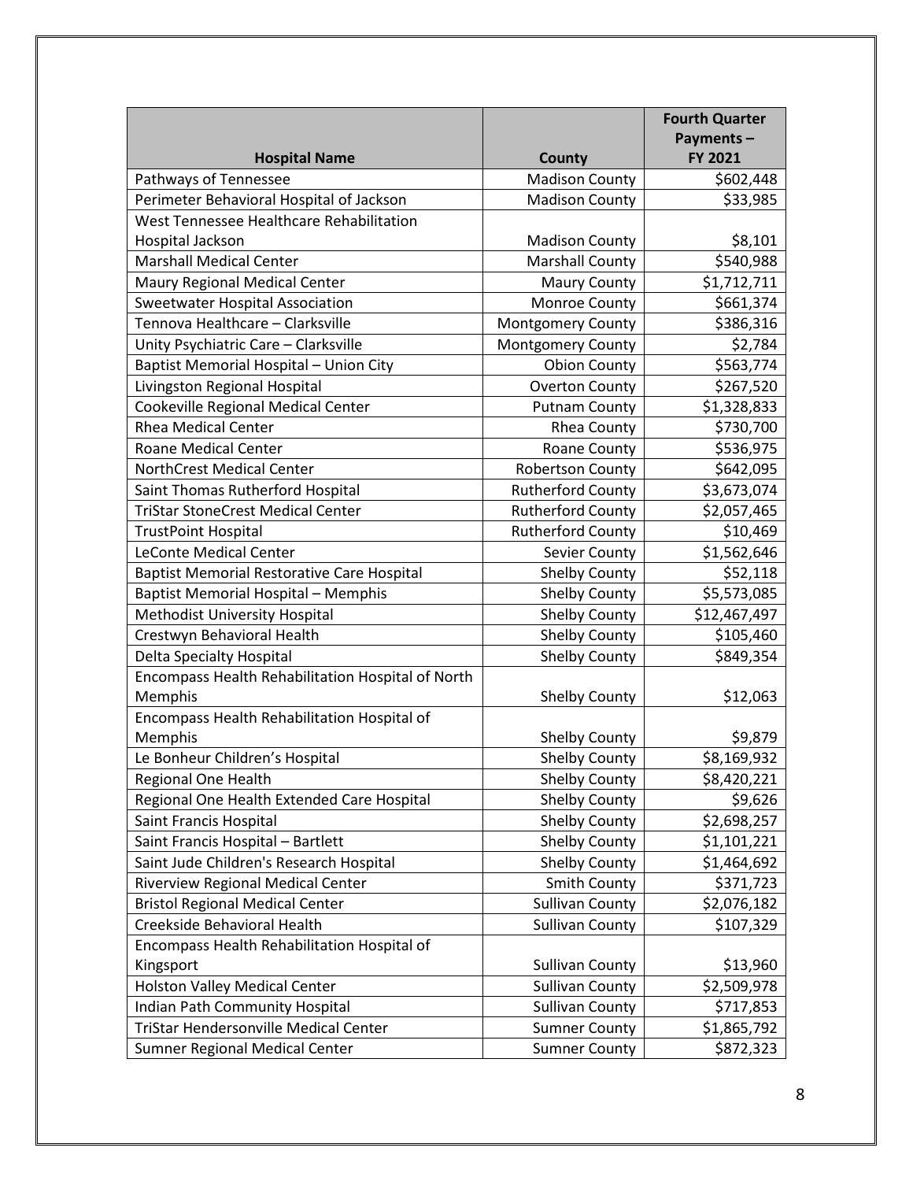| Hospital Name | County | Fourth Quarter Payments – FY 2021 |
|---|---|---|
| Pathways of Tennessee | Madison County | $602,448 |
| Perimeter Behavioral Hospital of Jackson | Madison County | $33,985 |
| West Tennessee Healthcare Rehabilitation Hospital Jackson | Madison County | $8,101 |
| Marshall Medical Center | Marshall County | $540,988 |
| Maury Regional Medical Center | Maury County | $1,712,711 |
| Sweetwater Hospital Association | Monroe County | $661,374 |
| Tennova Healthcare – Clarksville | Montgomery County | $386,316 |
| Unity Psychiatric Care – Clarksville | Montgomery County | $2,784 |
| Baptist Memorial Hospital – Union City | Obion County | $563,774 |
| Livingston Regional Hospital | Overton County | $267,520 |
| Cookeville Regional Medical Center | Putnam County | $1,328,833 |
| Rhea Medical Center | Rhea County | $730,700 |
| Roane Medical Center | Roane County | $536,975 |
| NorthCrest Medical Center | Robertson County | $642,095 |
| Saint Thomas Rutherford Hospital | Rutherford County | $3,673,074 |
| TriStar StoneCrest Medical Center | Rutherford County | $2,057,465 |
| TrustPoint Hospital | Rutherford County | $10,469 |
| LeConte Medical Center | Sevier County | $1,562,646 |
| Baptist Memorial Restorative Care Hospital | Shelby County | $52,118 |
| Baptist Memorial Hospital – Memphis | Shelby County | $5,573,085 |
| Methodist University Hospital | Shelby County | $12,467,497 |
| Crestwyn Behavioral Health | Shelby County | $105,460 |
| Delta Specialty Hospital | Shelby County | $849,354 |
| Encompass Health Rehabilitation Hospital of North Memphis | Shelby County | $12,063 |
| Encompass Health Rehabilitation Hospital of Memphis | Shelby County | $9,879 |
| Le Bonheur Children's Hospital | Shelby County | $8,169,932 |
| Regional One Health | Shelby County | $8,420,221 |
| Regional One Health Extended Care Hospital | Shelby County | $9,626 |
| Saint Francis Hospital | Shelby County | $2,698,257 |
| Saint Francis Hospital – Bartlett | Shelby County | $1,101,221 |
| Saint Jude Children's Research Hospital | Shelby County | $1,464,692 |
| Riverview Regional Medical Center | Smith County | $371,723 |
| Bristol Regional Medical Center | Sullivan County | $2,076,182 |
| Creekside Behavioral Health | Sullivan County | $107,329 |
| Encompass Health Rehabilitation Hospital of Kingsport | Sullivan County | $13,960 |
| Holston Valley Medical Center | Sullivan County | $2,509,978 |
| Indian Path Community Hospital | Sullivan County | $717,853 |
| TriStar Hendersonville Medical Center | Sumner County | $1,865,792 |
| Sumner Regional Medical Center | Sumner County | $872,323 |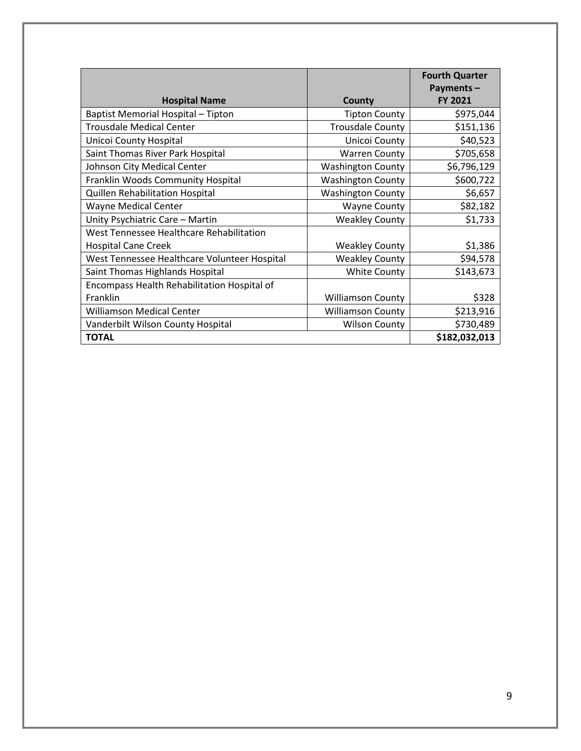| Hospital Name | County | Fourth Quarter Payments – FY 2021 |
|---|---|---|
| Baptist Memorial Hospital – Tipton | Tipton County | $975,044 |
| Trousdale Medical Center | Trousdale County | $151,136 |
| Unicoi County Hospital | Unicoi County | $40,523 |
| Saint Thomas River Park Hospital | Warren County | $705,658 |
| Johnson City Medical Center | Washington County | $6,796,129 |
| Franklin Woods Community Hospital | Washington County | $600,722 |
| Quillen Rehabilitation Hospital | Washington County | $6,657 |
| Wayne Medical Center | Wayne County | $82,182 |
| Unity Psychiatric Care – Martin | Weakley County | $1,733 |
| West Tennessee Healthcare Rehabilitation Hospital Cane Creek | Weakley County | $1,386 |
| West Tennessee Healthcare Volunteer Hospital | Weakley County | $94,578 |
| Saint Thomas Highlands Hospital | White County | $143,673 |
| Encompass Health Rehabilitation Hospital of Franklin | Williamson County | $328 |
| Williamson Medical Center | Williamson County | $213,916 |
| Vanderbilt Wilson County Hospital | Wilson County | $730,489 |
| **TOTAL** | | **$182,032,013** |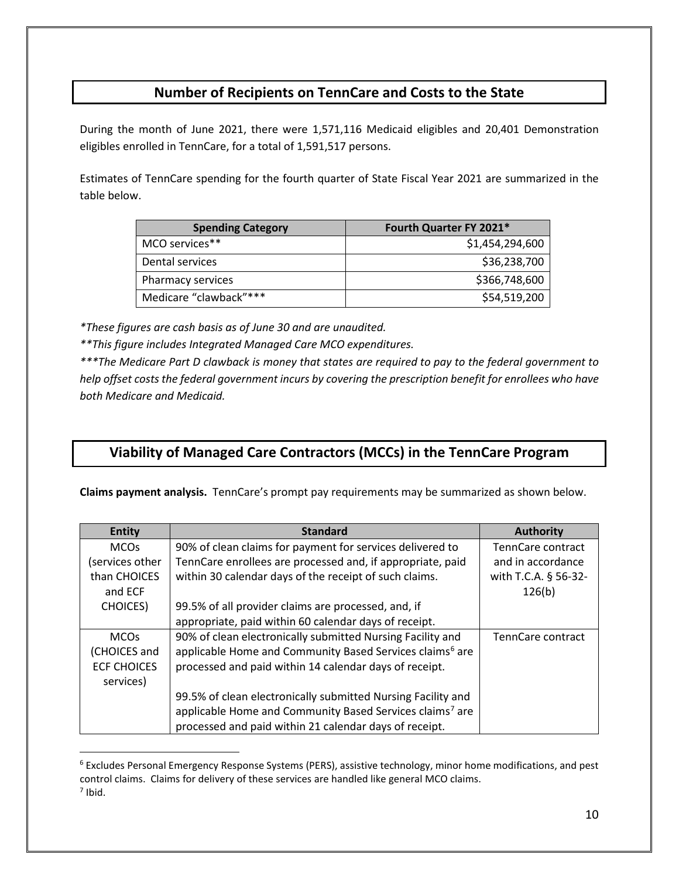## Number of Recipients on TennCare and Costs to the State

During the month of June 2021, there were 1,571,116 Medicaid eligibles and 20,401 Demonstration eligibles enrolled in TennCare, for a total of 1,591,517 persons.

Estimates of TennCare spending for the fourth quarter of State Fiscal Year 2021 are summarized in the table below.

| Spending Category | Fourth Quarter FY 2021* |
|---|---:|
| MCO services** | $1,454,294,600 |
| Dental services | $36,238,700 |
| Pharmacy services | $366,748,600 |
| Medicare "clawback"*** | $54,519,200 |

*\*These figures are cash basis as of June 30 and are unaudited.*

*\*\*This figure includes Integrated Managed Care MCO expenditures.*

*\*\*\*The Medicare Part D clawback is money that states are required to pay to the federal government to help offset costs the federal government incurs by covering the prescription benefit for enrollees who have both Medicare and Medicaid.*

## Viability of Managed Care Contractors (MCCs) in the TennCare Program

**Claims payment analysis.** TennCare's prompt pay requirements may be summarized as shown below.

| Entity | Standard | Authority |
|---|---|---|
| MCOs (services other than CHOICES and ECF CHOICES) | 90% of clean claims for payment for services delivered to TennCare enrollees are processed and, if appropriate, paid within 30 calendar days of the receipt of such claims.<br><br>99.5% of all provider claims are processed, and, if appropriate, paid within 60 calendar days of receipt. | TennCare contract and in accordance with T.C.A. § 56-32-126(b) |
| MCOs (CHOICES and ECF CHOICES services) | 90% of clean electronically submitted Nursing Facility and applicable Home and Community Based Services claims[6] are processed and paid within 14 calendar days of receipt.<br><br>99.5% of clean electronically submitted Nursing Facility and applicable Home and Community Based Services claims[7] are processed and paid within 21 calendar days of receipt. | TennCare contract |

[6] Excludes Personal Emergency Response Systems (PERS), assistive technology, minor home modifications, and pest control claims. Claims for delivery of these services are handled like general MCO claims.

[7] Ibid.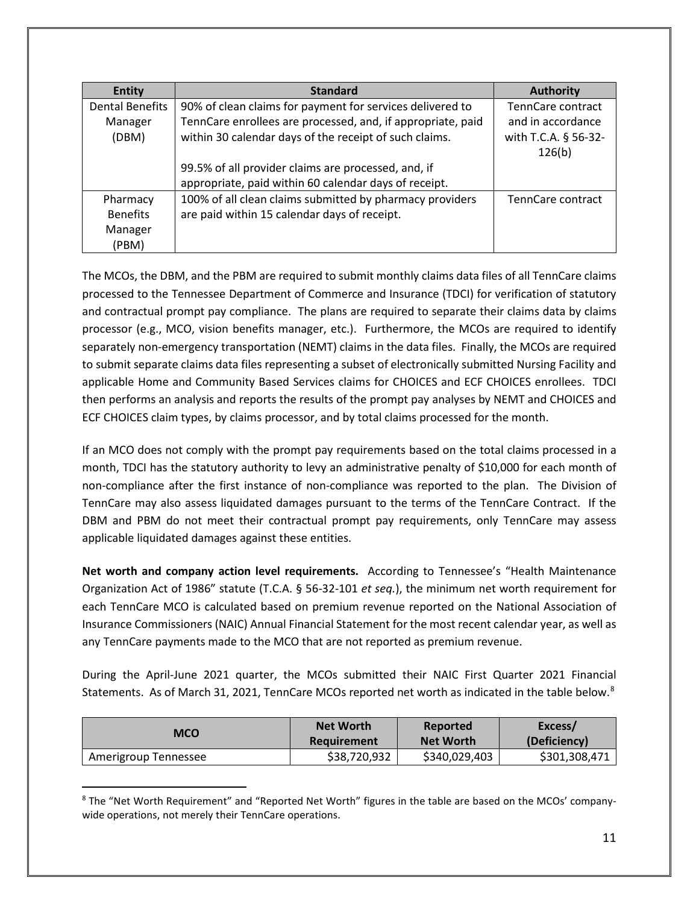| Entity | Standard | Authority |
| --- | --- | --- |
| Dental Benefits Manager (DBM) | 90% of clean claims for payment for services delivered to TennCare enrollees are processed, and, if appropriate, paid within 30 calendar days of the receipt of such claims.<br><br>99.5% of all provider claims are processed, and, if appropriate, paid within 60 calendar days of receipt. | TennCare contract and in accordance with T.C.A. § 56-32-126(b) |
| Pharmacy Benefits Manager (PBM) | 100% of all clean claims submitted by pharmacy providers are paid within 15 calendar days of receipt. | TennCare contract |

The MCOs, the DBM, and the PBM are required to submit monthly claims data files of all TennCare claims processed to the Tennessee Department of Commerce and Insurance (TDCI) for verification of statutory and contractual prompt pay compliance. The plans are required to separate their claims data by claims processor (e.g., MCO, vision benefits manager, etc.). Furthermore, the MCOs are required to identify separately non-emergency transportation (NEMT) claims in the data files. Finally, the MCOs are required to submit separate claims data files representing a subset of electronically submitted Nursing Facility and applicable Home and Community Based Services claims for CHOICES and ECF CHOICES enrollees. TDCI then performs an analysis and reports the results of the prompt pay analyses by NEMT and CHOICES and ECF CHOICES claim types, by claims processor, and by total claims processed for the month.

If an MCO does not comply with the prompt pay requirements based on the total claims processed in a month, TDCI has the statutory authority to levy an administrative penalty of $10,000 for each month of non-compliance after the first instance of non-compliance was reported to the plan. The Division of TennCare may also assess liquidated damages pursuant to the terms of the TennCare Contract. If the DBM and PBM do not meet their contractual prompt pay requirements, only TennCare may assess applicable liquidated damages against these entities.

**Net worth and company action level requirements.** According to Tennessee's "Health Maintenance Organization Act of 1986" statute (T.C.A. § 56-32-101 *et seq.*), the minimum net worth requirement for each TennCare MCO is calculated based on premium revenue reported on the National Association of Insurance Commissioners (NAIC) Annual Financial Statement for the most recent calendar year, as well as any TennCare payments made to the MCO that are not reported as premium revenue.

During the April-June 2021 quarter, the MCOs submitted their NAIC First Quarter 2021 Financial Statements. As of March 31, 2021, TennCare MCOs reported net worth as indicated in the table below.[8]

| MCO | Net Worth Requirement | Reported Net Worth | Excess/ (Deficiency) |
| --- | --- | --- | --- |
| Amerigroup Tennessee | $38,720,932 | $340,029,403 | $301,308,471 |

[8] The "Net Worth Requirement" and "Reported Net Worth" figures in the table are based on the MCOs' company-wide operations, not merely their TennCare operations.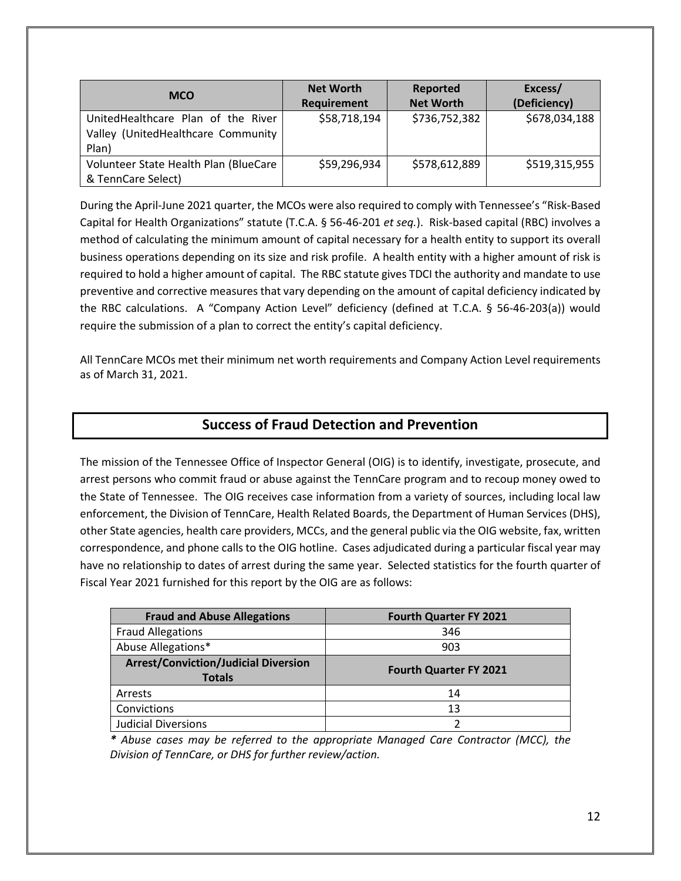| MCO | Net Worth Requirement | Reported Net Worth | Excess/ (Deficiency) |
|---|---|---|---|
| UnitedHealthcare Plan of the River Valley (UnitedHealthcare Community Plan) | $58,718,194 | $736,752,382 | $678,034,188 |
| Volunteer State Health Plan (BlueCare & TennCare Select) | $59,296,934 | $578,612,889 | $519,315,955 |

During the April-June 2021 quarter, the MCOs were also required to comply with Tennessee's "Risk-Based Capital for Health Organizations" statute (T.C.A. § 56-46-201 *et seq.*). Risk-based capital (RBC) involves a method of calculating the minimum amount of capital necessary for a health entity to support its overall business operations depending on its size and risk profile. A health entity with a higher amount of risk is required to hold a higher amount of capital. The RBC statute gives TDCI the authority and mandate to use preventive and corrective measures that vary depending on the amount of capital deficiency indicated by the RBC calculations. A "Company Action Level" deficiency (defined at T.C.A. § 56-46-203(a)) would require the submission of a plan to correct the entity's capital deficiency.

All TennCare MCOs met their minimum net worth requirements and Company Action Level requirements as of March 31, 2021.

## Success of Fraud Detection and Prevention

The mission of the Tennessee Office of Inspector General (OIG) is to identify, investigate, prosecute, and arrest persons who commit fraud or abuse against the TennCare program and to recoup money owed to the State of Tennessee. The OIG receives case information from a variety of sources, including local law enforcement, the Division of TennCare, Health Related Boards, the Department of Human Services (DHS), other State agencies, health care providers, MCCs, and the general public via the OIG website, fax, written correspondence, and phone calls to the OIG hotline. Cases adjudicated during a particular fiscal year may have no relationship to dates of arrest during the same year. Selected statistics for the fourth quarter of Fiscal Year 2021 furnished for this report by the OIG are as follows:

| Fraud and Abuse Allegations | Fourth Quarter FY 2021 |
|---|---|
| Fraud Allegations | 346 |
| Abuse Allegations* | 903 |
| **Arrest/Conviction/Judicial Diversion Totals** | **Fourth Quarter FY 2021** |
| Arrests | 14 |
| Convictions | 13 |
| Judicial Diversions | 2 |

***** *Abuse cases may be referred to the appropriate Managed Care Contractor (MCC), the Division of TennCare, or DHS for further review/action.*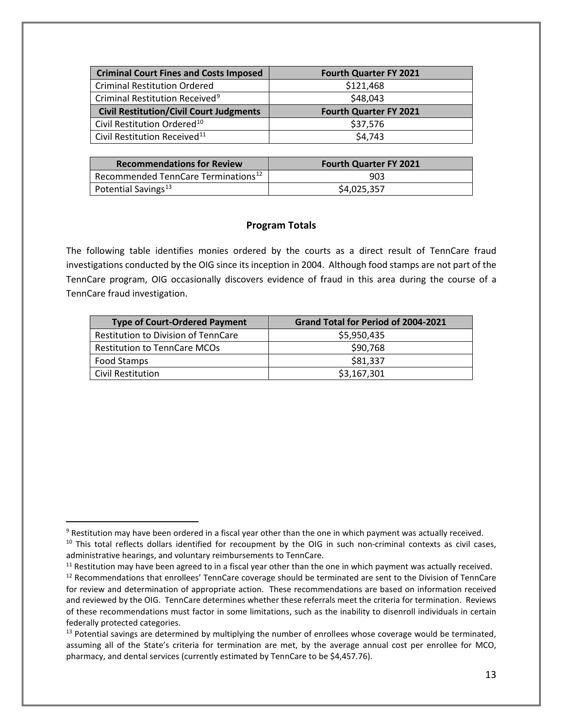| Criminal Court Fines and Costs Imposed | Fourth Quarter FY 2021 |
| --- | --- |
| Criminal Restitution Ordered | $121,468 |
| Criminal Restitution Received[9] | $48,043 |
| **Civil Restitution/Civil Court Judgments** | **Fourth Quarter FY 2021** |
| Civil Restitution Ordered[10] | $37,576 |
| Civil Restitution Received[11] | $4,743 |

| Recommendations for Review | Fourth Quarter FY 2021 |
| --- | --- |
| Recommended TennCare Terminations[12] | 903 |
| Potential Savings[13] | $4,025,357 |

### Program Totals

The following table identifies monies ordered by the courts as a direct result of TennCare fraud investigations conducted by the OIG since its inception in 2004. Although food stamps are not part of the TennCare program, OIG occasionally discovers evidence of fraud in this area during the course of a TennCare fraud investigation.

| Type of Court-Ordered Payment | Grand Total for Period of 2004-2021 |
| --- | --- |
| Restitution to Division of TennCare | $5,950,435 |
| Restitution to TennCare MCOs | $90,768 |
| Food Stamps | $81,337 |
| Civil Restitution | $3,167,301 |

[9] Restitution may have been ordered in a fiscal year other than the one in which payment was actually received.

[10] This total reflects dollars identified for recoupment by the OIG in such non-criminal contexts as civil cases, administrative hearings, and voluntary reimbursements to TennCare.

[11] Restitution may have been agreed to in a fiscal year other than the one in which payment was actually received.

[12] Recommendations that enrollees' TennCare coverage should be terminated are sent to the Division of TennCare for review and determination of appropriate action. These recommendations are based on information received and reviewed by the OIG. TennCare determines whether these referrals meet the criteria for termination. Reviews of these recommendations must factor in some limitations, such as the inability to disenroll individuals in certain federally protected categories.

[13] Potential savings are determined by multiplying the number of enrollees whose coverage would be terminated, assuming all of the State's criteria for termination are met, by the average annual cost per enrollee for MCO, pharmacy, and dental services (currently estimated by TennCare to be $4,457.76).